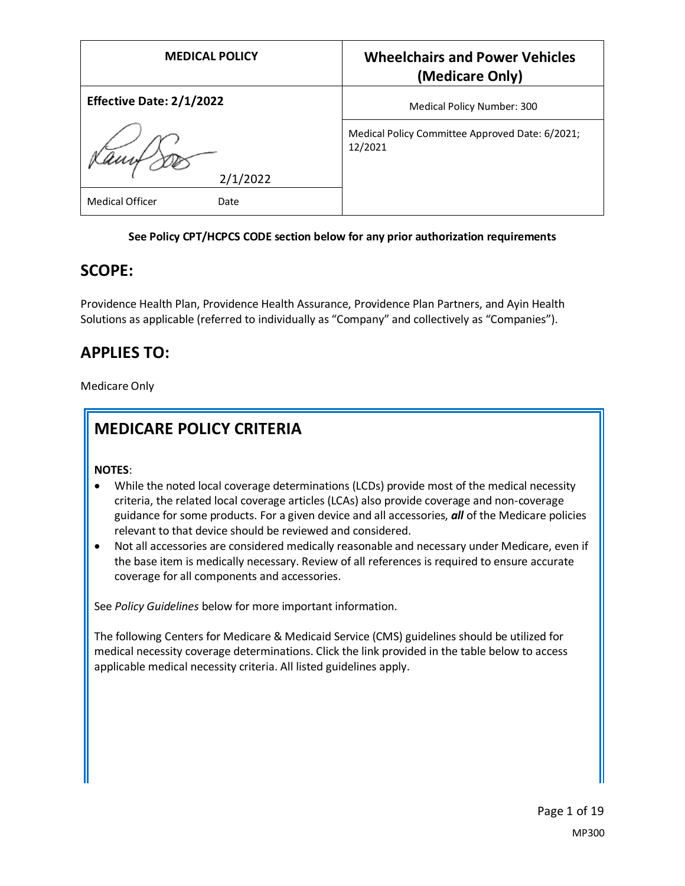| MEDICAL POLICY | Wheelchairs and Power Vehicles (Medicare Only) |
|---|---|
| **Effective Date: 2/1/2022** | Medical Policy Number: 300 |
| 2/1/2022 | Medical Policy Committee Approved Date: 6/2021; 12/2021 |
| Medical Officer Date | |

**See Policy CPT/HCPCS CODE section below for any prior authorization requirements**

## SCOPE:

Providence Health Plan, Providence Health Assurance, Providence Plan Partners, and Ayin Health Solutions as applicable (referred to individually as "Company" and collectively as "Companies").

## APPLIES TO:

Medicare Only

## MEDICARE POLICY CRITERIA

**NOTES**:

- While the noted local coverage determinations (LCDs) provide most of the medical necessity criteria, the related local coverage articles (LCAs) also provide coverage and non-coverage guidance for some products. For a given device and all accessories, ***all*** of the Medicare policies relevant to that device should be reviewed and considered.
- Not all accessories are considered medically reasonable and necessary under Medicare, even if the base item is medically necessary. Review of all references is required to ensure accurate coverage for all components and accessories.

See *Policy Guidelines* below for more important information.

The following Centers for Medicare & Medicaid Service (CMS) guidelines should be utilized for medical necessity coverage determinations. Click the link provided in the table below to access applicable medical necessity criteria. All listed guidelines apply.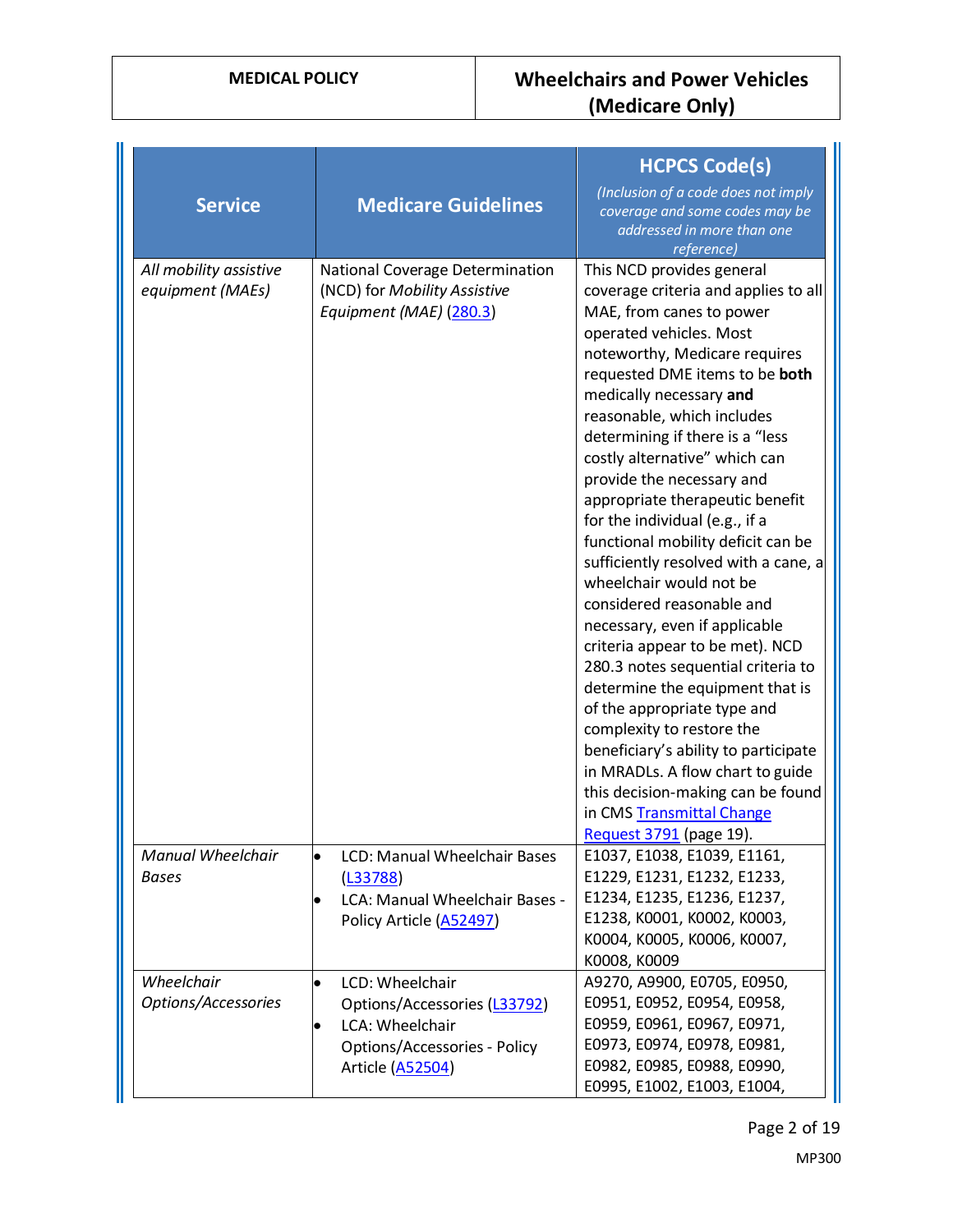| Service | Medicare Guidelines | HCPCS Code(s) *(Inclusion of a code does not imply coverage and some codes may be addressed in more than one reference)* |
|---|---|---|
| *All mobility assistive equipment (MAEs)* | National Coverage Determination (NCD) for *Mobility Assistive Equipment (MAE)* (280.3) | This NCD provides general coverage criteria and applies to all MAE, from canes to power operated vehicles. Most noteworthy, Medicare requires requested DME items to be **both** medically necessary **and** reasonable, which includes determining if there is a "less costly alternative" which can provide the necessary and appropriate therapeutic benefit for the individual (e.g., if a functional mobility deficit can be sufficiently resolved with a cane, a wheelchair would not be considered reasonable and necessary, even if applicable criteria appear to be met). NCD 280.3 notes sequential criteria to determine the equipment that is of the appropriate type and complexity to restore the beneficiary's ability to participate in MRADLs. A flow chart to guide this decision-making can be found in CMS Transmittal Change Request 3791 (page 19). |
| *Manual Wheelchair Bases* | • LCD: Manual Wheelchair Bases (L33788)<br>• LCA: Manual Wheelchair Bases - Policy Article (A52497) | E1037, E1038, E1039, E1161, E1229, E1231, E1232, E1233, E1234, E1235, E1236, E1237, E1238, K0001, K0002, K0003, K0004, K0005, K0006, K0007, K0008, K0009 |
| *Wheelchair Options/Accessories* | • LCD: Wheelchair Options/Accessories (L33792)<br>• LCA: Wheelchair Options/Accessories - Policy Article (A52504) | A9270, A9900, E0705, E0950, E0951, E0952, E0954, E0958, E0959, E0961, E0967, E0971, E0973, E0974, E0978, E0981, E0982, E0985, E0988, E0990, E0995, E1002, E1003, E1004, |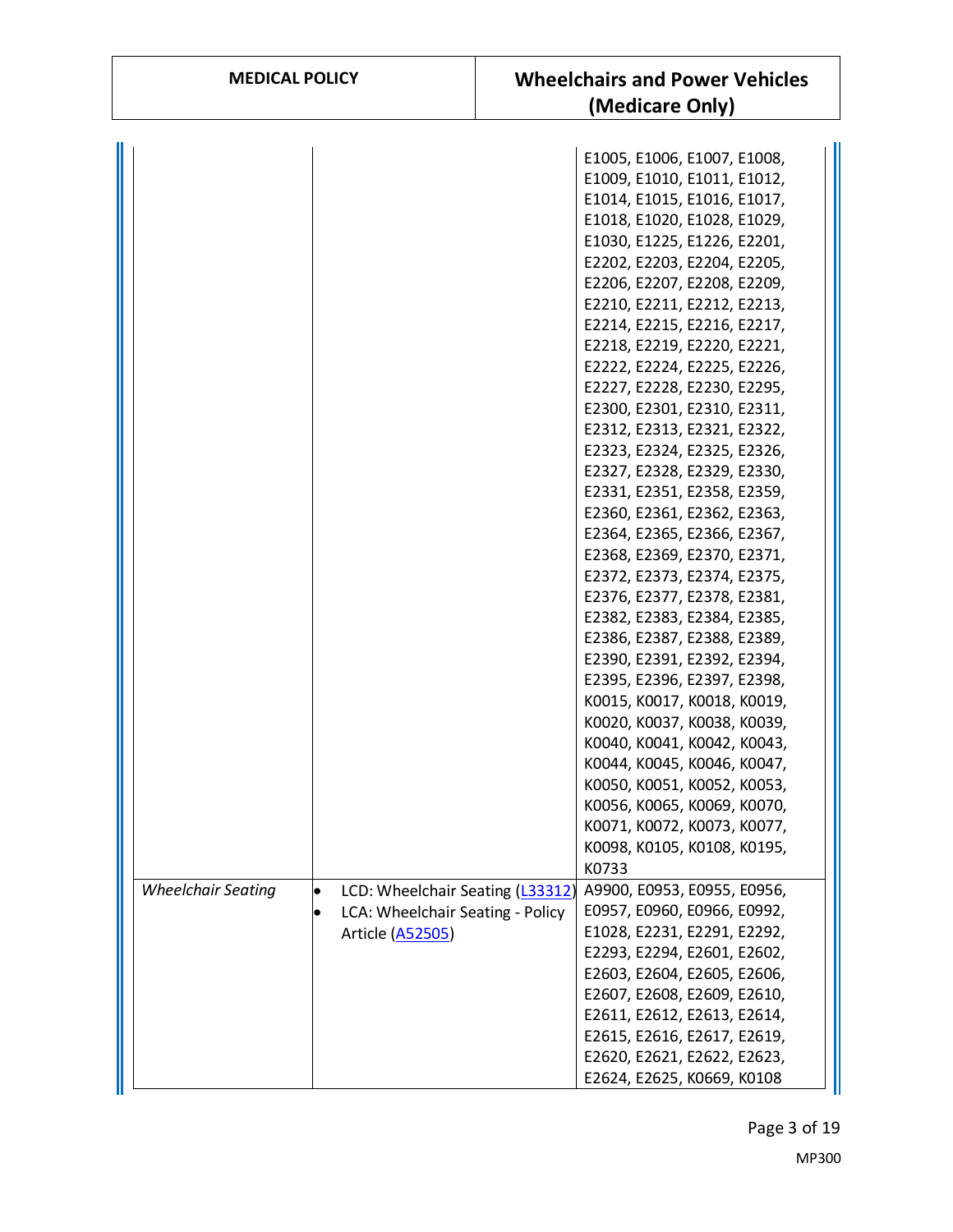| | | |
|---|---|---|
| | | E1005, E1006, E1007, E1008, E1009, E1010, E1011, E1012, E1014, E1015, E1016, E1017, E1018, E1020, E1028, E1029, E1030, E1225, E1226, E2201, E2202, E2203, E2204, E2205, E2206, E2207, E2208, E2209, E2210, E2211, E2212, E2213, E2214, E2215, E2216, E2217, E2218, E2219, E2220, E2221, E2222, E2224, E2225, E2226, E2227, E2228, E2230, E2295, E2300, E2301, E2310, E2311, E2312, E2313, E2321, E2322, E2323, E2324, E2325, E2326, E2327, E2328, E2329, E2330, E2331, E2351, E2358, E2359, E2360, E2361, E2362, E2363, E2364, E2365, E2366, E2367, E2368, E2369, E2370, E2371, E2372, E2373, E2374, E2375, E2376, E2377, E2378, E2381, E2382, E2383, E2384, E2385, E2386, E2387, E2388, E2389, E2390, E2391, E2392, E2394, E2395, E2396, E2397, E2398, K0015, K0017, K0018, K0019, K0020, K0037, K0038, K0039, K0040, K0041, K0042, K0043, K0044, K0045, K0046, K0047, K0050, K0051, K0052, K0053, K0056, K0065, K0069, K0070, K0071, K0072, K0073, K0077, K0098, K0105, K0108, K0195, K0733 |
| *Wheelchair Seating* | • LCD: Wheelchair Seating (L33312)<br>• LCA: Wheelchair Seating - Policy Article (A52505) | A9900, E0953, E0955, E0956, E0957, E0960, E0966, E0992, E1028, E2231, E2291, E2292, E2293, E2294, E2601, E2602, E2603, E2604, E2605, E2606, E2607, E2608, E2609, E2610, E2611, E2612, E2613, E2614, E2615, E2616, E2617, E2619, E2620, E2621, E2622, E2623, E2624, E2625, K0669, K0108 |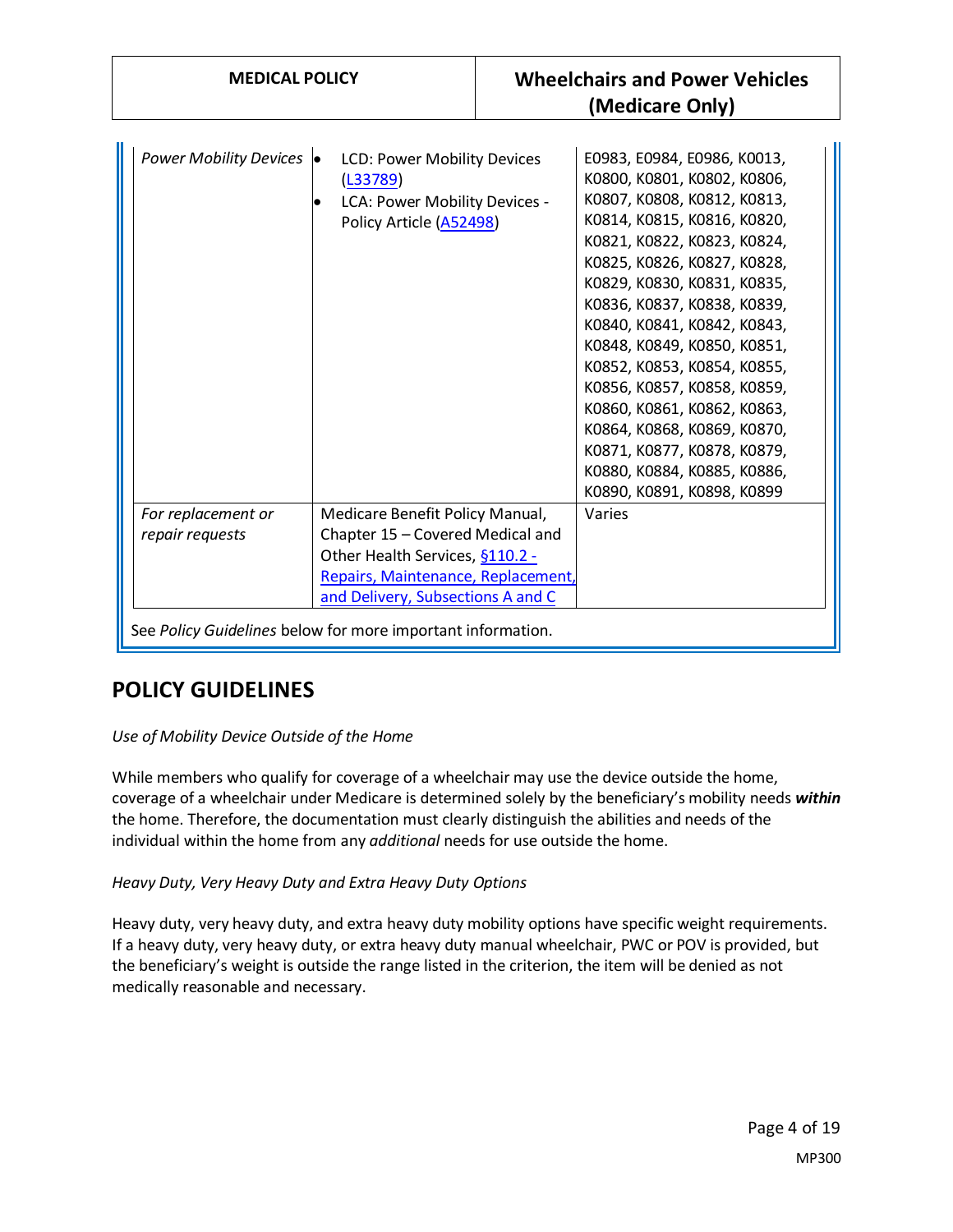| | | |
|---|---|---|
| *Power Mobility Devices* | • LCD: Power Mobility Devices (L33789)<br>• LCA: Power Mobility Devices - Policy Article (A52498) | E0983, E0984, E0986, K0013, K0800, K0801, K0802, K0806, K0807, K0808, K0812, K0813, K0814, K0815, K0816, K0820, K0821, K0822, K0823, K0824, K0825, K0826, K0827, K0828, K0829, K0830, K0831, K0835, K0836, K0837, K0838, K0839, K0840, K0841, K0842, K0843, K0848, K0849, K0850, K0851, K0852, K0853, K0854, K0855, K0856, K0857, K0858, K0859, K0860, K0861, K0862, K0863, K0864, K0868, K0869, K0870, K0871, K0877, K0878, K0879, K0880, K0884, K0885, K0886, K0890, K0891, K0898, K0899 |
| *For replacement or repair requests* | Medicare Benefit Policy Manual, Chapter 15 – Covered Medical and Other Health Services, §110.2 - Repairs, Maintenance, Replacement, and Delivery, Subsections A and C | Varies |

See *Policy Guidelines* below for more important information.

## POLICY GUIDELINES

*Use of Mobility Device Outside of the Home*

While members who qualify for coverage of a wheelchair may use the device outside the home, coverage of a wheelchair under Medicare is determined solely by the beneficiary's mobility needs ***within*** the home. Therefore, the documentation must clearly distinguish the abilities and needs of the individual within the home from any *additional* needs for use outside the home.

*Heavy Duty, Very Heavy Duty and Extra Heavy Duty Options*

Heavy duty, very heavy duty, and extra heavy duty mobility options have specific weight requirements. If a heavy duty, very heavy duty, or extra heavy duty manual wheelchair, PWC or POV is provided, but the beneficiary's weight is outside the range listed in the criterion, the item will be denied as not medically reasonable and necessary.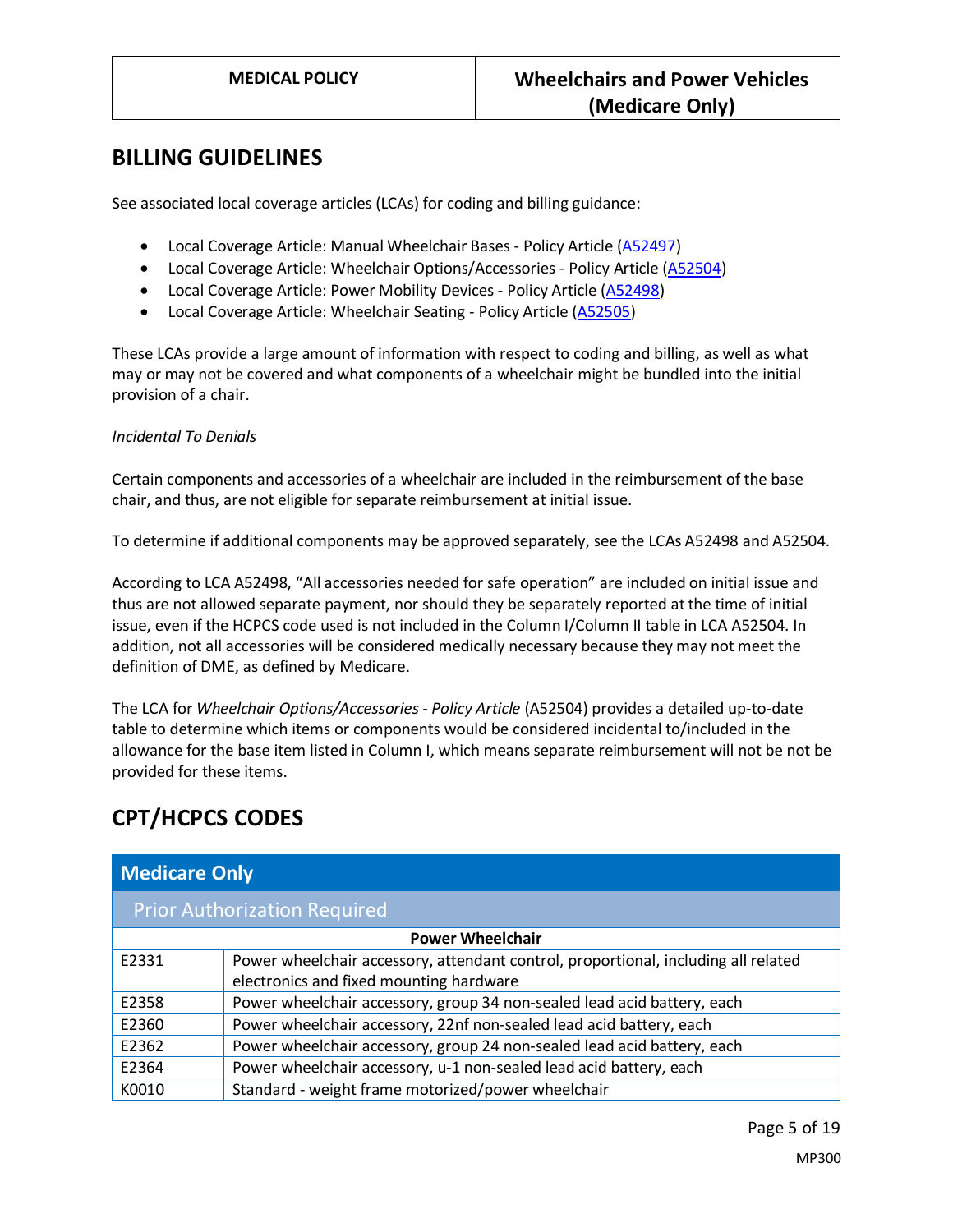## BILLING GUIDELINES

See associated local coverage articles (LCAs) for coding and billing guidance:

- Local Coverage Article: Manual Wheelchair Bases - Policy Article (A52497)
- Local Coverage Article: Wheelchair Options/Accessories - Policy Article (A52504)
- Local Coverage Article: Power Mobility Devices - Policy Article (A52498)
- Local Coverage Article: Wheelchair Seating - Policy Article (A52505)

These LCAs provide a large amount of information with respect to coding and billing, as well as what may or may not be covered and what components of a wheelchair might be bundled into the initial provision of a chair.

*Incidental To Denials*

Certain components and accessories of a wheelchair are included in the reimbursement of the base chair, and thus, are not eligible for separate reimbursement at initial issue.

To determine if additional components may be approved separately, see the LCAs A52498 and A52504.

According to LCA A52498, "All accessories needed for safe operation" are included on initial issue and thus are not allowed separate payment, nor should they be separately reported at the time of initial issue, even if the HCPCS code used is not included in the Column I/Column II table in LCA A52504. In addition, not all accessories will be considered medically necessary because they may not meet the definition of DME, as defined by Medicare.

The LCA for *Wheelchair Options/Accessories - Policy Article* (A52504) provides a detailed up-to-date table to determine which items or components would be considered incidental to/included in the allowance for the base item listed in Column I, which means separate reimbursement will not be not be provided for these items.

## CPT/HCPCS CODES

| Medicare Only | |
|---|---|
| Prior Authorization Required | |
| **Power Wheelchair** | |
| E2331 | Power wheelchair accessory, attendant control, proportional, including all related electronics and fixed mounting hardware |
| E2358 | Power wheelchair accessory, group 34 non-sealed lead acid battery, each |
| E2360 | Power wheelchair accessory, 22nf non-sealed lead acid battery, each |
| E2362 | Power wheelchair accessory, group 24 non-sealed lead acid battery, each |
| E2364 | Power wheelchair accessory, u-1 non-sealed lead acid battery, each |
| K0010 | Standard - weight frame motorized/power wheelchair |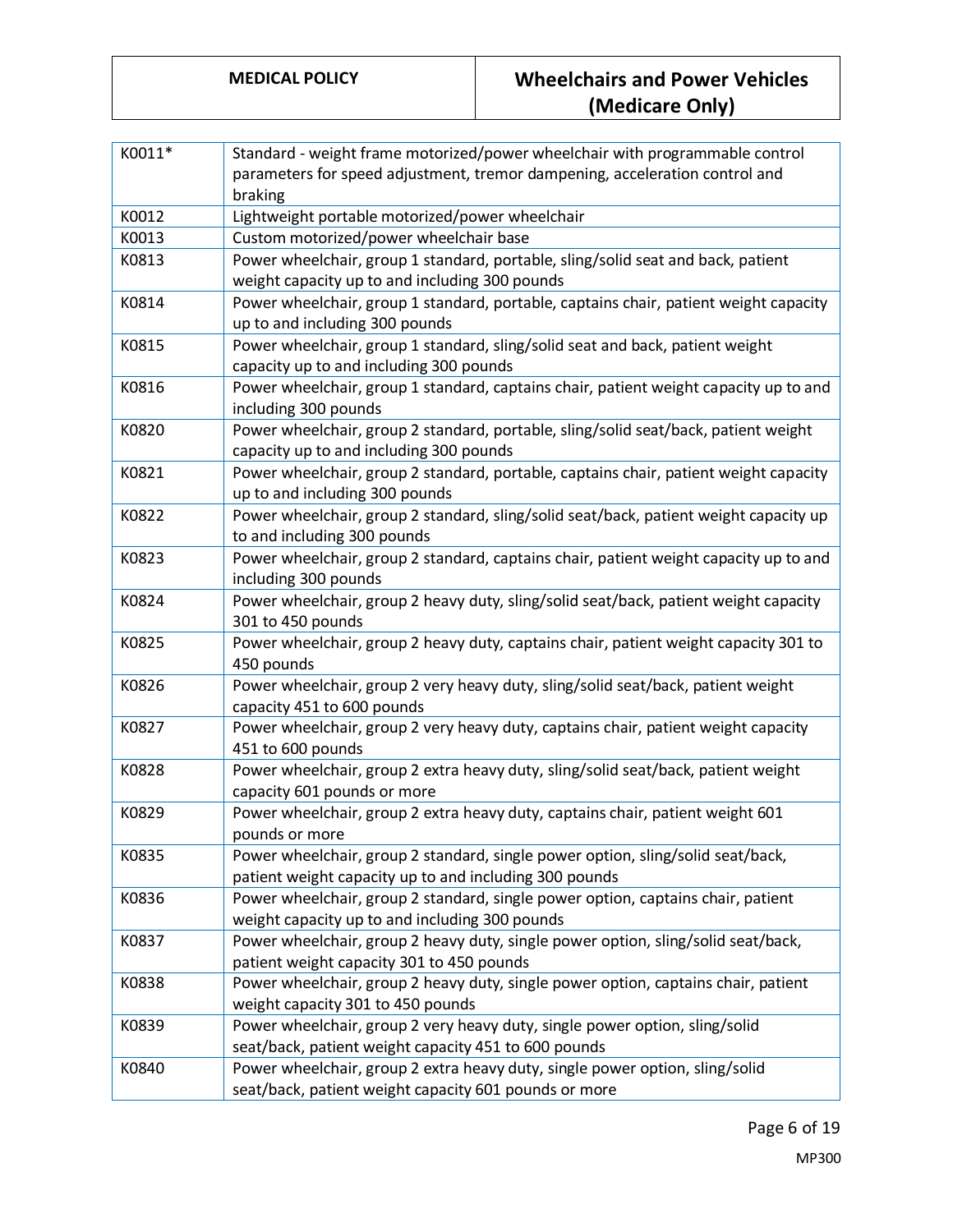| K0011* | Standard - weight frame motorized/power wheelchair with programmable control parameters for speed adjustment, tremor dampening, acceleration control and braking |
|---|---|
| K0012 | Lightweight portable motorized/power wheelchair |
| K0013 | Custom motorized/power wheelchair base |
| K0813 | Power wheelchair, group 1 standard, portable, sling/solid seat and back, patient weight capacity up to and including 300 pounds |
| K0814 | Power wheelchair, group 1 standard, portable, captains chair, patient weight capacity up to and including 300 pounds |
| K0815 | Power wheelchair, group 1 standard, sling/solid seat and back, patient weight capacity up to and including 300 pounds |
| K0816 | Power wheelchair, group 1 standard, captains chair, patient weight capacity up to and including 300 pounds |
| K0820 | Power wheelchair, group 2 standard, portable, sling/solid seat/back, patient weight capacity up to and including 300 pounds |
| K0821 | Power wheelchair, group 2 standard, portable, captains chair, patient weight capacity up to and including 300 pounds |
| K0822 | Power wheelchair, group 2 standard, sling/solid seat/back, patient weight capacity up to and including 300 pounds |
| K0823 | Power wheelchair, group 2 standard, captains chair, patient weight capacity up to and including 300 pounds |
| K0824 | Power wheelchair, group 2 heavy duty, sling/solid seat/back, patient weight capacity 301 to 450 pounds |
| K0825 | Power wheelchair, group 2 heavy duty, captains chair, patient weight capacity 301 to 450 pounds |
| K0826 | Power wheelchair, group 2 very heavy duty, sling/solid seat/back, patient weight capacity 451 to 600 pounds |
| K0827 | Power wheelchair, group 2 very heavy duty, captains chair, patient weight capacity 451 to 600 pounds |
| K0828 | Power wheelchair, group 2 extra heavy duty, sling/solid seat/back, patient weight capacity 601 pounds or more |
| K0829 | Power wheelchair, group 2 extra heavy duty, captains chair, patient weight 601 pounds or more |
| K0835 | Power wheelchair, group 2 standard, single power option, sling/solid seat/back, patient weight capacity up to and including 300 pounds |
| K0836 | Power wheelchair, group 2 standard, single power option, captains chair, patient weight capacity up to and including 300 pounds |
| K0837 | Power wheelchair, group 2 heavy duty, single power option, sling/solid seat/back, patient weight capacity 301 to 450 pounds |
| K0838 | Power wheelchair, group 2 heavy duty, single power option, captains chair, patient weight capacity 301 to 450 pounds |
| K0839 | Power wheelchair, group 2 very heavy duty, single power option, sling/solid seat/back, patient weight capacity 451 to 600 pounds |
| K0840 | Power wheelchair, group 2 extra heavy duty, single power option, sling/solid seat/back, patient weight capacity 601 pounds or more |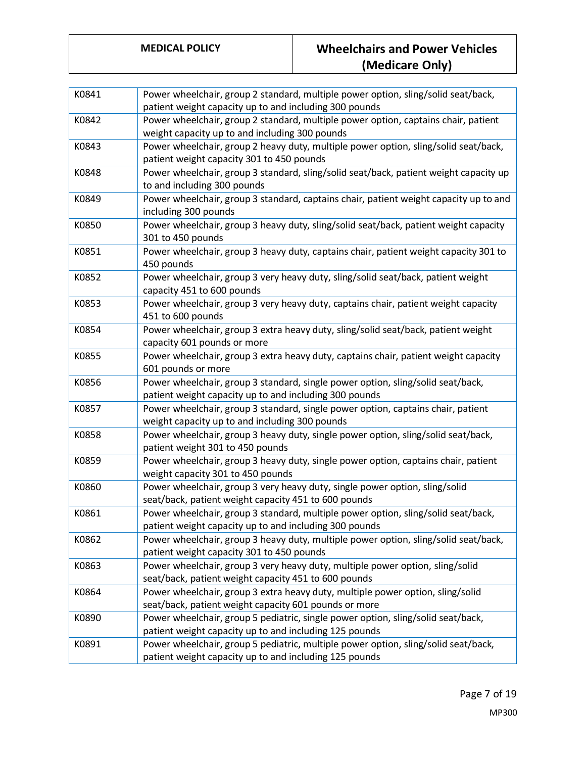| | |
|---|---|
| K0841 | Power wheelchair, group 2 standard, multiple power option, sling/solid seat/back, patient weight capacity up to and including 300 pounds |
| K0842 | Power wheelchair, group 2 standard, multiple power option, captains chair, patient weight capacity up to and including 300 pounds |
| K0843 | Power wheelchair, group 2 heavy duty, multiple power option, sling/solid seat/back, patient weight capacity 301 to 450 pounds |
| K0848 | Power wheelchair, group 3 standard, sling/solid seat/back, patient weight capacity up to and including 300 pounds |
| K0849 | Power wheelchair, group 3 standard, captains chair, patient weight capacity up to and including 300 pounds |
| K0850 | Power wheelchair, group 3 heavy duty, sling/solid seat/back, patient weight capacity 301 to 450 pounds |
| K0851 | Power wheelchair, group 3 heavy duty, captains chair, patient weight capacity 301 to 450 pounds |
| K0852 | Power wheelchair, group 3 very heavy duty, sling/solid seat/back, patient weight capacity 451 to 600 pounds |
| K0853 | Power wheelchair, group 3 very heavy duty, captains chair, patient weight capacity 451 to 600 pounds |
| K0854 | Power wheelchair, group 3 extra heavy duty, sling/solid seat/back, patient weight capacity 601 pounds or more |
| K0855 | Power wheelchair, group 3 extra heavy duty, captains chair, patient weight capacity 601 pounds or more |
| K0856 | Power wheelchair, group 3 standard, single power option, sling/solid seat/back, patient weight capacity up to and including 300 pounds |
| K0857 | Power wheelchair, group 3 standard, single power option, captains chair, patient weight capacity up to and including 300 pounds |
| K0858 | Power wheelchair, group 3 heavy duty, single power option, sling/solid seat/back, patient weight 301 to 450 pounds |
| K0859 | Power wheelchair, group 3 heavy duty, single power option, captains chair, patient weight capacity 301 to 450 pounds |
| K0860 | Power wheelchair, group 3 very heavy duty, single power option, sling/solid seat/back, patient weight capacity 451 to 600 pounds |
| K0861 | Power wheelchair, group 3 standard, multiple power option, sling/solid seat/back, patient weight capacity up to and including 300 pounds |
| K0862 | Power wheelchair, group 3 heavy duty, multiple power option, sling/solid seat/back, patient weight capacity 301 to 450 pounds |
| K0863 | Power wheelchair, group 3 very heavy duty, multiple power option, sling/solid seat/back, patient weight capacity 451 to 600 pounds |
| K0864 | Power wheelchair, group 3 extra heavy duty, multiple power option, sling/solid seat/back, patient weight capacity 601 pounds or more |
| K0890 | Power wheelchair, group 5 pediatric, single power option, sling/solid seat/back, patient weight capacity up to and including 125 pounds |
| K0891 | Power wheelchair, group 5 pediatric, multiple power option, sling/solid seat/back, patient weight capacity up to and including 125 pounds |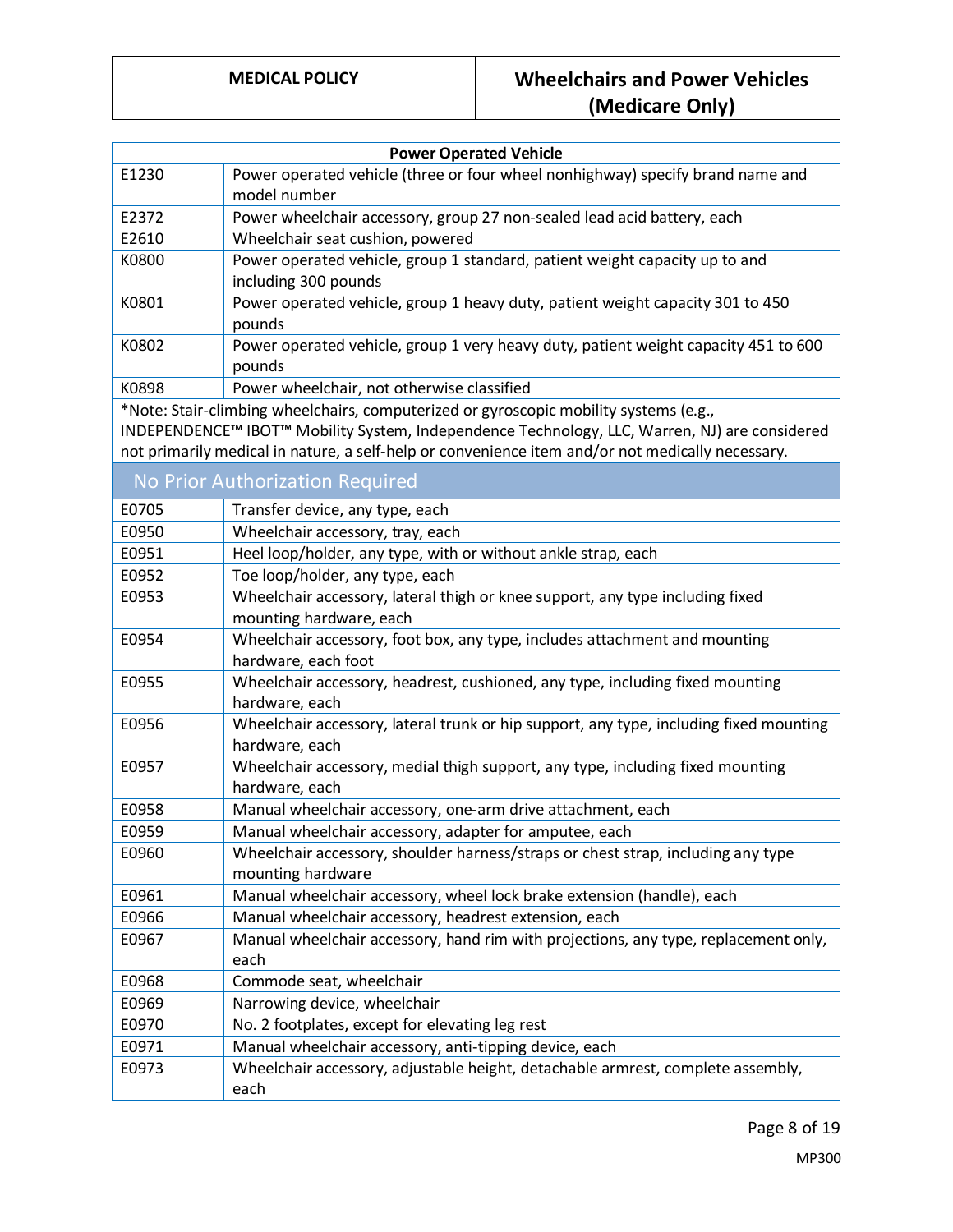| Power Operated Vehicle | |
|---|---|
| E1230 | Power operated vehicle (three or four wheel nonhighway) specify brand name and model number |
| E2372 | Power wheelchair accessory, group 27 non-sealed lead acid battery, each |
| E2610 | Wheelchair seat cushion, powered |
| K0800 | Power operated vehicle, group 1 standard, patient weight capacity up to and including 300 pounds |
| K0801 | Power operated vehicle, group 1 heavy duty, patient weight capacity 301 to 450 pounds |
| K0802 | Power operated vehicle, group 1 very heavy duty, patient weight capacity 451 to 600 pounds |
| K0898 | Power wheelchair, not otherwise classified |

*Note: Stair-climbing wheelchairs, computerized or gyroscopic mobility systems (e.g., INDEPENDENCE™ IBOT™ Mobility System, Independence Technology, LLC, Warren, NJ) are considered not primarily medical in nature, a self-help or convenience item and/or not medically necessary.

## No Prior Authorization Required

| Code | Description |
|---|---|
| E0705 | Transfer device, any type, each |
| E0950 | Wheelchair accessory, tray, each |
| E0951 | Heel loop/holder, any type, with or without ankle strap, each |
| E0952 | Toe loop/holder, any type, each |
| E0953 | Wheelchair accessory, lateral thigh or knee support, any type including fixed mounting hardware, each |
| E0954 | Wheelchair accessory, foot box, any type, includes attachment and mounting hardware, each foot |
| E0955 | Wheelchair accessory, headrest, cushioned, any type, including fixed mounting hardware, each |
| E0956 | Wheelchair accessory, lateral trunk or hip support, any type, including fixed mounting hardware, each |
| E0957 | Wheelchair accessory, medial thigh support, any type, including fixed mounting hardware, each |
| E0958 | Manual wheelchair accessory, one-arm drive attachment, each |
| E0959 | Manual wheelchair accessory, adapter for amputee, each |
| E0960 | Wheelchair accessory, shoulder harness/straps or chest strap, including any type mounting hardware |
| E0961 | Manual wheelchair accessory, wheel lock brake extension (handle), each |
| E0966 | Manual wheelchair accessory, headrest extension, each |
| E0967 | Manual wheelchair accessory, hand rim with projections, any type, replacement only, each |
| E0968 | Commode seat, wheelchair |
| E0969 | Narrowing device, wheelchair |
| E0970 | No. 2 footplates, except for elevating leg rest |
| E0971 | Manual wheelchair accessory, anti-tipping device, each |
| E0973 | Wheelchair accessory, adjustable height, detachable armrest, complete assembly, each |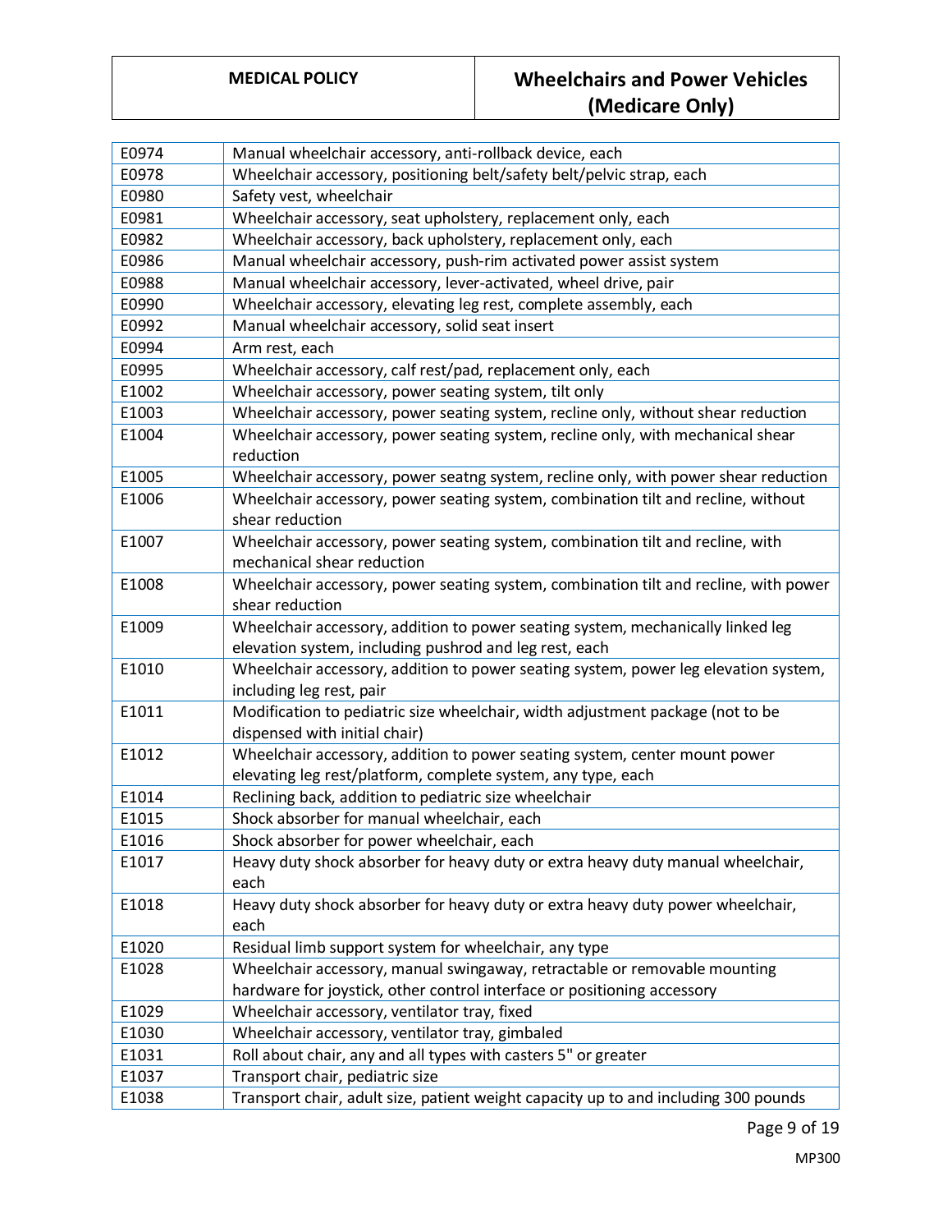| E0974 | Manual wheelchair accessory, anti-rollback device, each |
|---|---|
| E0978 | Wheelchair accessory, positioning belt/safety belt/pelvic strap, each |
| E0980 | Safety vest, wheelchair |
| E0981 | Wheelchair accessory, seat upholstery, replacement only, each |
| E0982 | Wheelchair accessory, back upholstery, replacement only, each |
| E0986 | Manual wheelchair accessory, push-rim activated power assist system |
| E0988 | Manual wheelchair accessory, lever-activated, wheel drive, pair |
| E0990 | Wheelchair accessory, elevating leg rest, complete assembly, each |
| E0992 | Manual wheelchair accessory, solid seat insert |
| E0994 | Arm rest, each |
| E0995 | Wheelchair accessory, calf rest/pad, replacement only, each |
| E1002 | Wheelchair accessory, power seating system, tilt only |
| E1003 | Wheelchair accessory, power seating system, recline only, without shear reduction |
| E1004 | Wheelchair accessory, power seating system, recline only, with mechanical shear reduction |
| E1005 | Wheelchair accessory, power seatng system, recline only, with power shear reduction |
| E1006 | Wheelchair accessory, power seating system, combination tilt and recline, without shear reduction |
| E1007 | Wheelchair accessory, power seating system, combination tilt and recline, with mechanical shear reduction |
| E1008 | Wheelchair accessory, power seating system, combination tilt and recline, with power shear reduction |
| E1009 | Wheelchair accessory, addition to power seating system, mechanically linked leg elevation system, including pushrod and leg rest, each |
| E1010 | Wheelchair accessory, addition to power seating system, power leg elevation system, including leg rest, pair |
| E1011 | Modification to pediatric size wheelchair, width adjustment package (not to be dispensed with initial chair) |
| E1012 | Wheelchair accessory, addition to power seating system, center mount power elevating leg rest/platform, complete system, any type, each |
| E1014 | Reclining back, addition to pediatric size wheelchair |
| E1015 | Shock absorber for manual wheelchair, each |
| E1016 | Shock absorber for power wheelchair, each |
| E1017 | Heavy duty shock absorber for heavy duty or extra heavy duty manual wheelchair, each |
| E1018 | Heavy duty shock absorber for heavy duty or extra heavy duty power wheelchair, each |
| E1020 | Residual limb support system for wheelchair, any type |
| E1028 | Wheelchair accessory, manual swingaway, retractable or removable mounting hardware for joystick, other control interface or positioning accessory |
| E1029 | Wheelchair accessory, ventilator tray, fixed |
| E1030 | Wheelchair accessory, ventilator tray, gimbaled |
| E1031 | Roll about chair, any and all types with casters 5" or greater |
| E1037 | Transport chair, pediatric size |
| E1038 | Transport chair, adult size, patient weight capacity up to and including 300 pounds |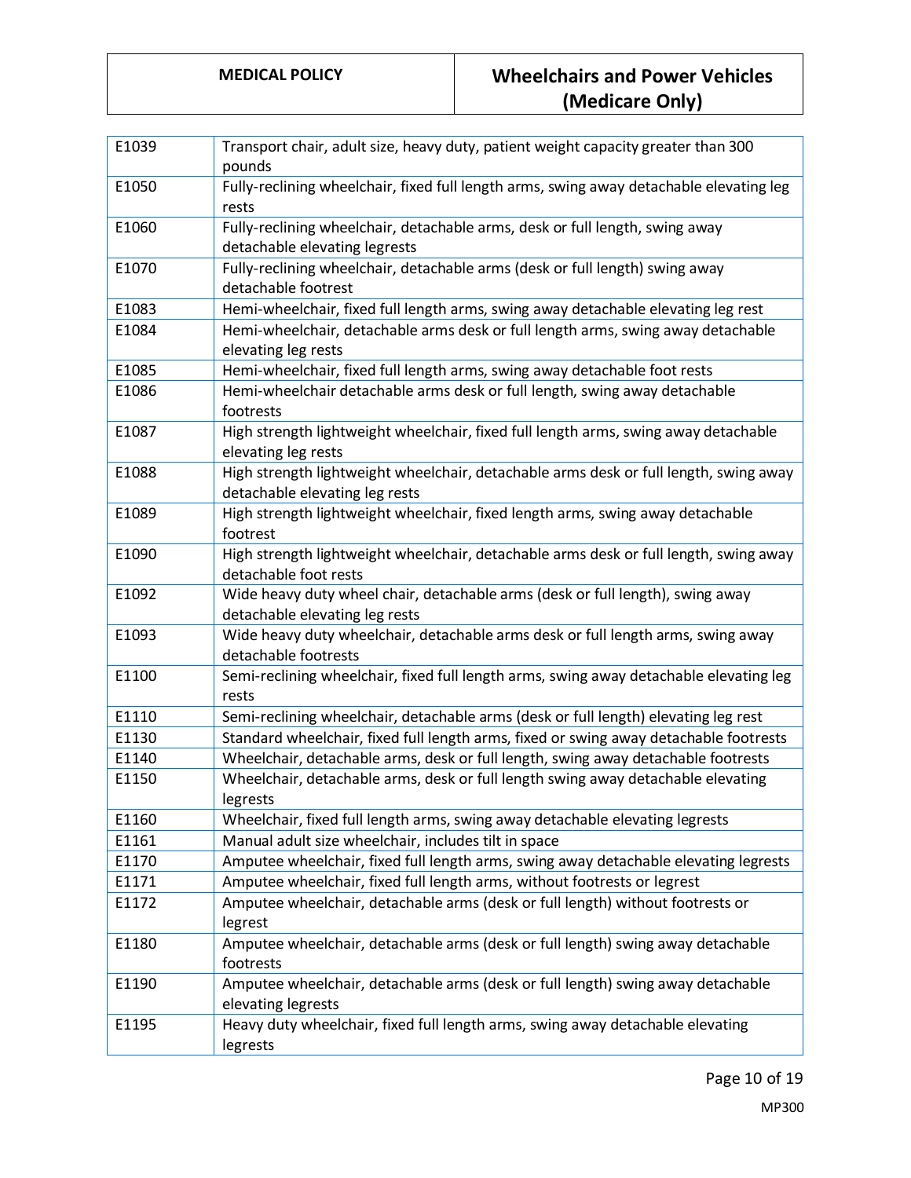| | |
|---|---|
| E1039 | Transport chair, adult size, heavy duty, patient weight capacity greater than 300 pounds |
| E1050 | Fully-reclining wheelchair, fixed full length arms, swing away detachable elevating leg rests |
| E1060 | Fully-reclining wheelchair, detachable arms, desk or full length, swing away detachable elevating legrests |
| E1070 | Fully-reclining wheelchair, detachable arms (desk or full length) swing away detachable footrest |
| E1083 | Hemi-wheelchair, fixed full length arms, swing away detachable elevating leg rest |
| E1084 | Hemi-wheelchair, detachable arms desk or full length arms, swing away detachable elevating leg rests |
| E1085 | Hemi-wheelchair, fixed full length arms, swing away detachable foot rests |
| E1086 | Hemi-wheelchair detachable arms desk or full length, swing away detachable footrests |
| E1087 | High strength lightweight wheelchair, fixed full length arms, swing away detachable elevating leg rests |
| E1088 | High strength lightweight wheelchair, detachable arms desk or full length, swing away detachable elevating leg rests |
| E1089 | High strength lightweight wheelchair, fixed length arms, swing away detachable footrest |
| E1090 | High strength lightweight wheelchair, detachable arms desk or full length, swing away detachable foot rests |
| E1092 | Wide heavy duty wheel chair, detachable arms (desk or full length), swing away detachable elevating leg rests |
| E1093 | Wide heavy duty wheelchair, detachable arms desk or full length arms, swing away detachable footrests |
| E1100 | Semi-reclining wheelchair, fixed full length arms, swing away detachable elevating leg rests |
| E1110 | Semi-reclining wheelchair, detachable arms (desk or full length) elevating leg rest |
| E1130 | Standard wheelchair, fixed full length arms, fixed or swing away detachable footrests |
| E1140 | Wheelchair, detachable arms, desk or full length, swing away detachable footrests |
| E1150 | Wheelchair, detachable arms, desk or full length swing away detachable elevating legrests |
| E1160 | Wheelchair, fixed full length arms, swing away detachable elevating legrests |
| E1161 | Manual adult size wheelchair, includes tilt in space |
| E1170 | Amputee wheelchair, fixed full length arms, swing away detachable elevating legrests |
| E1171 | Amputee wheelchair, fixed full length arms, without footrests or legrest |
| E1172 | Amputee wheelchair, detachable arms (desk or full length) without footrests or legrest |
| E1180 | Amputee wheelchair, detachable arms (desk or full length) swing away detachable footrests |
| E1190 | Amputee wheelchair, detachable arms (desk or full length) swing away detachable elevating legrests |
| E1195 | Heavy duty wheelchair, fixed full length arms, swing away detachable elevating legrests |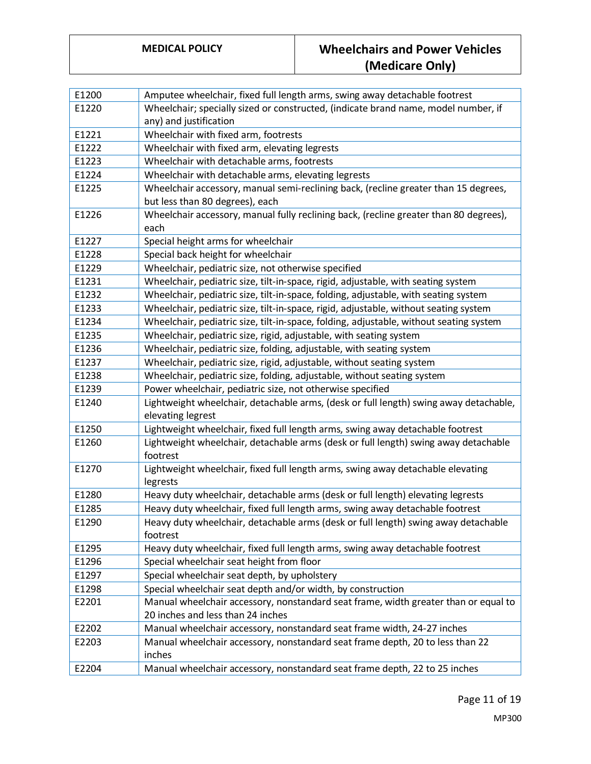| | |
|---|---|
| E1200 | Amputee wheelchair, fixed full length arms, swing away detachable footrest |
| E1220 | Wheelchair; specially sized or constructed, (indicate brand name, model number, if any) and justification |
| E1221 | Wheelchair with fixed arm, footrests |
| E1222 | Wheelchair with fixed arm, elevating legrests |
| E1223 | Wheelchair with detachable arms, footrests |
| E1224 | Wheelchair with detachable arms, elevating legrests |
| E1225 | Wheelchair accessory, manual semi-reclining back, (recline greater than 15 degrees, but less than 80 degrees), each |
| E1226 | Wheelchair accessory, manual fully reclining back, (recline greater than 80 degrees), each |
| E1227 | Special height arms for wheelchair |
| E1228 | Special back height for wheelchair |
| E1229 | Wheelchair, pediatric size, not otherwise specified |
| E1231 | Wheelchair, pediatric size, tilt-in-space, rigid, adjustable, with seating system |
| E1232 | Wheelchair, pediatric size, tilt-in-space, folding, adjustable, with seating system |
| E1233 | Wheelchair, pediatric size, tilt-in-space, rigid, adjustable, without seating system |
| E1234 | Wheelchair, pediatric size, tilt-in-space, folding, adjustable, without seating system |
| E1235 | Wheelchair, pediatric size, rigid, adjustable, with seating system |
| E1236 | Wheelchair, pediatric size, folding, adjustable, with seating system |
| E1237 | Wheelchair, pediatric size, rigid, adjustable, without seating system |
| E1238 | Wheelchair, pediatric size, folding, adjustable, without seating system |
| E1239 | Power wheelchair, pediatric size, not otherwise specified |
| E1240 | Lightweight wheelchair, detachable arms, (desk or full length) swing away detachable, elevating legrest |
| E1250 | Lightweight wheelchair, fixed full length arms, swing away detachable footrest |
| E1260 | Lightweight wheelchair, detachable arms (desk or full length) swing away detachable footrest |
| E1270 | Lightweight wheelchair, fixed full length arms, swing away detachable elevating legrests |
| E1280 | Heavy duty wheelchair, detachable arms (desk or full length) elevating legrests |
| E1285 | Heavy duty wheelchair, fixed full length arms, swing away detachable footrest |
| E1290 | Heavy duty wheelchair, detachable arms (desk or full length) swing away detachable footrest |
| E1295 | Heavy duty wheelchair, fixed full length arms, swing away detachable footrest |
| E1296 | Special wheelchair seat height from floor |
| E1297 | Special wheelchair seat depth, by upholstery |
| E1298 | Special wheelchair seat depth and/or width, by construction |
| E2201 | Manual wheelchair accessory, nonstandard seat frame, width greater than or equal to 20 inches and less than 24 inches |
| E2202 | Manual wheelchair accessory, nonstandard seat frame width, 24-27 inches |
| E2203 | Manual wheelchair accessory, nonstandard seat frame depth, 20 to less than 22 inches |
| E2204 | Manual wheelchair accessory, nonstandard seat frame depth, 22 to 25 inches |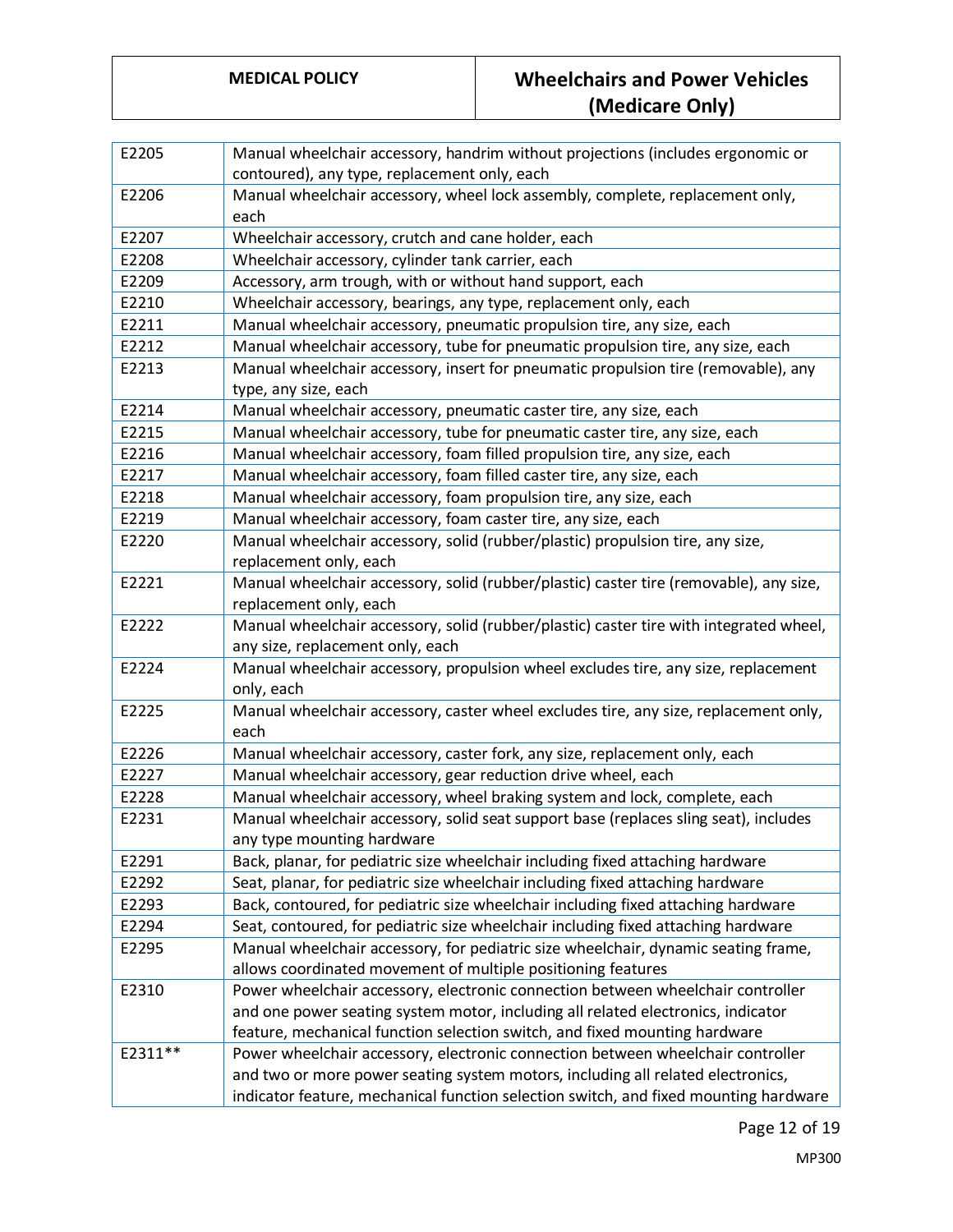| | |
|---|---|
| E2205 | Manual wheelchair accessory, handrim without projections (includes ergonomic or contoured), any type, replacement only, each |
| E2206 | Manual wheelchair accessory, wheel lock assembly, complete, replacement only, each |
| E2207 | Wheelchair accessory, crutch and cane holder, each |
| E2208 | Wheelchair accessory, cylinder tank carrier, each |
| E2209 | Accessory, arm trough, with or without hand support, each |
| E2210 | Wheelchair accessory, bearings, any type, replacement only, each |
| E2211 | Manual wheelchair accessory, pneumatic propulsion tire, any size, each |
| E2212 | Manual wheelchair accessory, tube for pneumatic propulsion tire, any size, each |
| E2213 | Manual wheelchair accessory, insert for pneumatic propulsion tire (removable), any type, any size, each |
| E2214 | Manual wheelchair accessory, pneumatic caster tire, any size, each |
| E2215 | Manual wheelchair accessory, tube for pneumatic caster tire, any size, each |
| E2216 | Manual wheelchair accessory, foam filled propulsion tire, any size, each |
| E2217 | Manual wheelchair accessory, foam filled caster tire, any size, each |
| E2218 | Manual wheelchair accessory, foam propulsion tire, any size, each |
| E2219 | Manual wheelchair accessory, foam caster tire, any size, each |
| E2220 | Manual wheelchair accessory, solid (rubber/plastic) propulsion tire, any size, replacement only, each |
| E2221 | Manual wheelchair accessory, solid (rubber/plastic) caster tire (removable), any size, replacement only, each |
| E2222 | Manual wheelchair accessory, solid (rubber/plastic) caster tire with integrated wheel, any size, replacement only, each |
| E2224 | Manual wheelchair accessory, propulsion wheel excludes tire, any size, replacement only, each |
| E2225 | Manual wheelchair accessory, caster wheel excludes tire, any size, replacement only, each |
| E2226 | Manual wheelchair accessory, caster fork, any size, replacement only, each |
| E2227 | Manual wheelchair accessory, gear reduction drive wheel, each |
| E2228 | Manual wheelchair accessory, wheel braking system and lock, complete, each |
| E2231 | Manual wheelchair accessory, solid seat support base (replaces sling seat), includes any type mounting hardware |
| E2291 | Back, planar, for pediatric size wheelchair including fixed attaching hardware |
| E2292 | Seat, planar, for pediatric size wheelchair including fixed attaching hardware |
| E2293 | Back, contoured, for pediatric size wheelchair including fixed attaching hardware |
| E2294 | Seat, contoured, for pediatric size wheelchair including fixed attaching hardware |
| E2295 | Manual wheelchair accessory, for pediatric size wheelchair, dynamic seating frame, allows coordinated movement of multiple positioning features |
| E2310 | Power wheelchair accessory, electronic connection between wheelchair controller and one power seating system motor, including all related electronics, indicator feature, mechanical function selection switch, and fixed mounting hardware |
| E2311** | Power wheelchair accessory, electronic connection between wheelchair controller and two or more power seating system motors, including all related electronics, indicator feature, mechanical function selection switch, and fixed mounting hardware |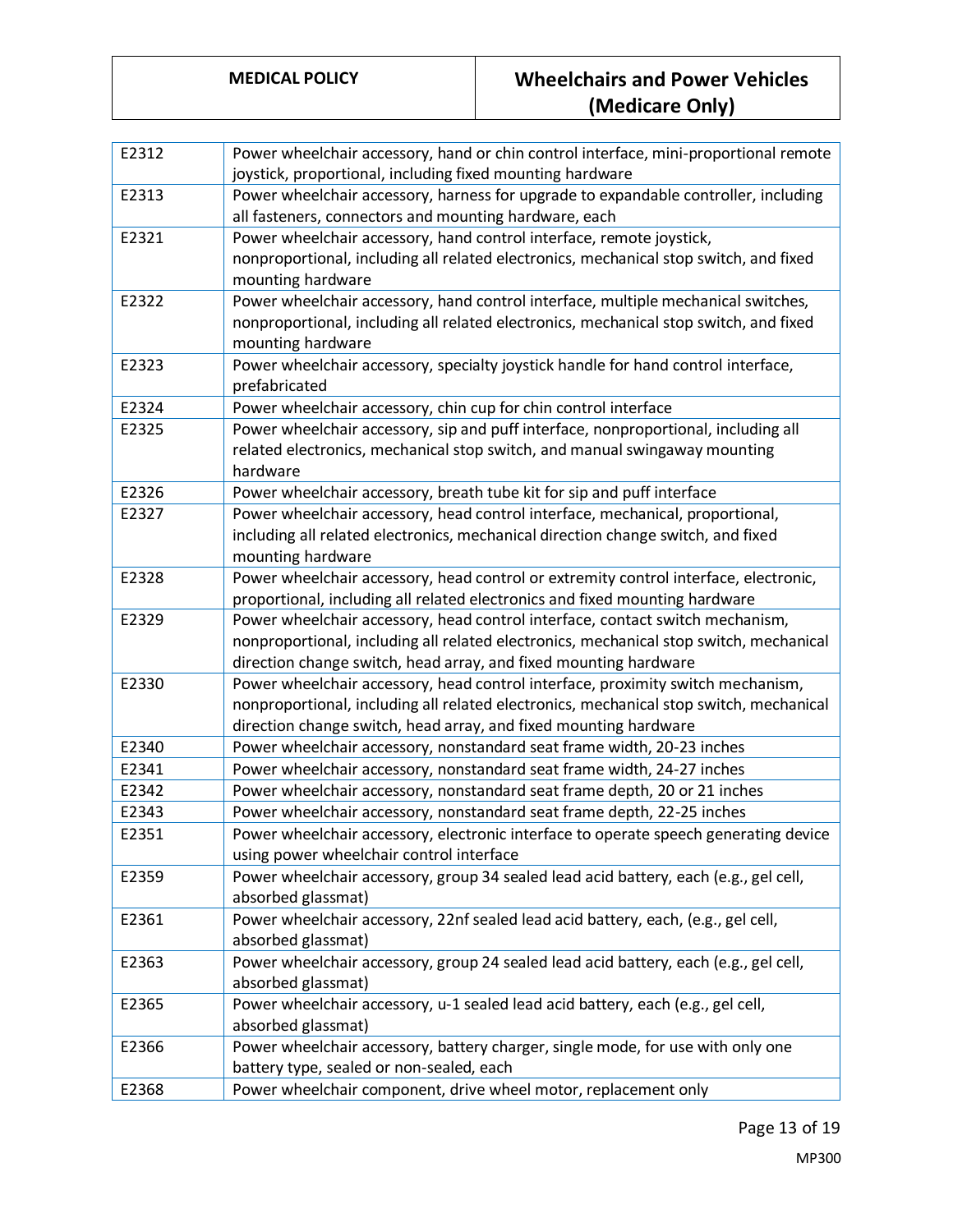| | |
|---|---|
| E2312 | Power wheelchair accessory, hand or chin control interface, mini-proportional remote joystick, proportional, including fixed mounting hardware |
| E2313 | Power wheelchair accessory, harness for upgrade to expandable controller, including all fasteners, connectors and mounting hardware, each |
| E2321 | Power wheelchair accessory, hand control interface, remote joystick, nonproportional, including all related electronics, mechanical stop switch, and fixed mounting hardware |
| E2322 | Power wheelchair accessory, hand control interface, multiple mechanical switches, nonproportional, including all related electronics, mechanical stop switch, and fixed mounting hardware |
| E2323 | Power wheelchair accessory, specialty joystick handle for hand control interface, prefabricated |
| E2324 | Power wheelchair accessory, chin cup for chin control interface |
| E2325 | Power wheelchair accessory, sip and puff interface, nonproportional, including all related electronics, mechanical stop switch, and manual swingaway mounting hardware |
| E2326 | Power wheelchair accessory, breath tube kit for sip and puff interface |
| E2327 | Power wheelchair accessory, head control interface, mechanical, proportional, including all related electronics, mechanical direction change switch, and fixed mounting hardware |
| E2328 | Power wheelchair accessory, head control or extremity control interface, electronic, proportional, including all related electronics and fixed mounting hardware |
| E2329 | Power wheelchair accessory, head control interface, contact switch mechanism, nonproportional, including all related electronics, mechanical stop switch, mechanical direction change switch, head array, and fixed mounting hardware |
| E2330 | Power wheelchair accessory, head control interface, proximity switch mechanism, nonproportional, including all related electronics, mechanical stop switch, mechanical direction change switch, head array, and fixed mounting hardware |
| E2340 | Power wheelchair accessory, nonstandard seat frame width, 20-23 inches |
| E2341 | Power wheelchair accessory, nonstandard seat frame width, 24-27 inches |
| E2342 | Power wheelchair accessory, nonstandard seat frame depth, 20 or 21 inches |
| E2343 | Power wheelchair accessory, nonstandard seat frame depth, 22-25 inches |
| E2351 | Power wheelchair accessory, electronic interface to operate speech generating device using power wheelchair control interface |
| E2359 | Power wheelchair accessory, group 34 sealed lead acid battery, each (e.g., gel cell, absorbed glassmat) |
| E2361 | Power wheelchair accessory, 22nf sealed lead acid battery, each, (e.g., gel cell, absorbed glassmat) |
| E2363 | Power wheelchair accessory, group 24 sealed lead acid battery, each (e.g., gel cell, absorbed glassmat) |
| E2365 | Power wheelchair accessory, u-1 sealed lead acid battery, each (e.g., gel cell, absorbed glassmat) |
| E2366 | Power wheelchair accessory, battery charger, single mode, for use with only one battery type, sealed or non-sealed, each |
| E2368 | Power wheelchair component, drive wheel motor, replacement only |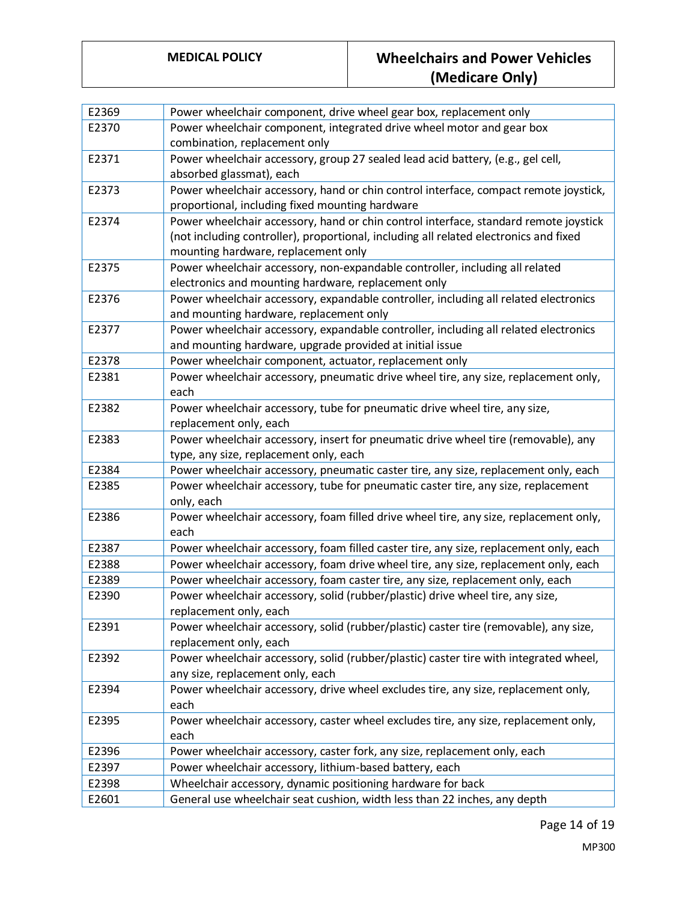| | |
|---|---|
| E2369 | Power wheelchair component, drive wheel gear box, replacement only |
| E2370 | Power wheelchair component, integrated drive wheel motor and gear box combination, replacement only |
| E2371 | Power wheelchair accessory, group 27 sealed lead acid battery, (e.g., gel cell, absorbed glassmat), each |
| E2373 | Power wheelchair accessory, hand or chin control interface, compact remote joystick, proportional, including fixed mounting hardware |
| E2374 | Power wheelchair accessory, hand or chin control interface, standard remote joystick (not including controller), proportional, including all related electronics and fixed mounting hardware, replacement only |
| E2375 | Power wheelchair accessory, non-expandable controller, including all related electronics and mounting hardware, replacement only |
| E2376 | Power wheelchair accessory, expandable controller, including all related electronics and mounting hardware, replacement only |
| E2377 | Power wheelchair accessory, expandable controller, including all related electronics and mounting hardware, upgrade provided at initial issue |
| E2378 | Power wheelchair component, actuator, replacement only |
| E2381 | Power wheelchair accessory, pneumatic drive wheel tire, any size, replacement only, each |
| E2382 | Power wheelchair accessory, tube for pneumatic drive wheel tire, any size, replacement only, each |
| E2383 | Power wheelchair accessory, insert for pneumatic drive wheel tire (removable), any type, any size, replacement only, each |
| E2384 | Power wheelchair accessory, pneumatic caster tire, any size, replacement only, each |
| E2385 | Power wheelchair accessory, tube for pneumatic caster tire, any size, replacement only, each |
| E2386 | Power wheelchair accessory, foam filled drive wheel tire, any size, replacement only, each |
| E2387 | Power wheelchair accessory, foam filled caster tire, any size, replacement only, each |
| E2388 | Power wheelchair accessory, foam drive wheel tire, any size, replacement only, each |
| E2389 | Power wheelchair accessory, foam caster tire, any size, replacement only, each |
| E2390 | Power wheelchair accessory, solid (rubber/plastic) drive wheel tire, any size, replacement only, each |
| E2391 | Power wheelchair accessory, solid (rubber/plastic) caster tire (removable), any size, replacement only, each |
| E2392 | Power wheelchair accessory, solid (rubber/plastic) caster tire with integrated wheel, any size, replacement only, each |
| E2394 | Power wheelchair accessory, drive wheel excludes tire, any size, replacement only, each |
| E2395 | Power wheelchair accessory, caster wheel excludes tire, any size, replacement only, each |
| E2396 | Power wheelchair accessory, caster fork, any size, replacement only, each |
| E2397 | Power wheelchair accessory, lithium-based battery, each |
| E2398 | Wheelchair accessory, dynamic positioning hardware for back |
| E2601 | General use wheelchair seat cushion, width less than 22 inches, any depth |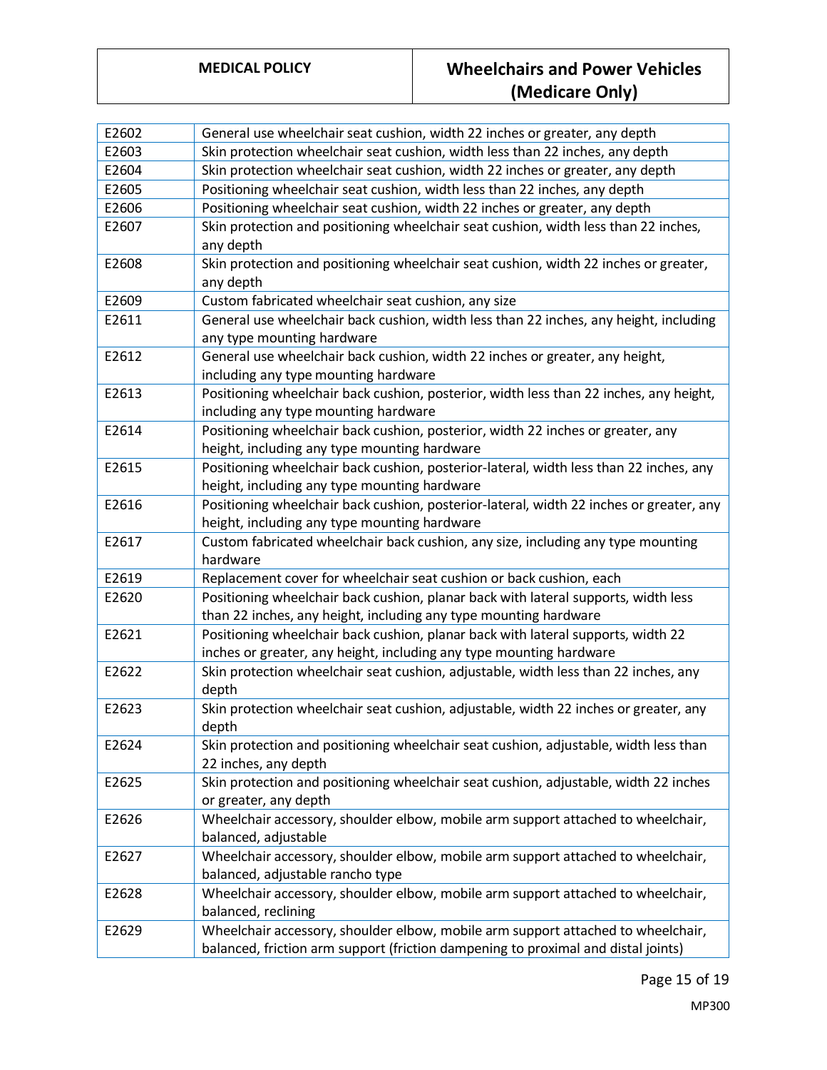| | |
|---|---|
| E2602 | General use wheelchair seat cushion, width 22 inches or greater, any depth |
| E2603 | Skin protection wheelchair seat cushion, width less than 22 inches, any depth |
| E2604 | Skin protection wheelchair seat cushion, width 22 inches or greater, any depth |
| E2605 | Positioning wheelchair seat cushion, width less than 22 inches, any depth |
| E2606 | Positioning wheelchair seat cushion, width 22 inches or greater, any depth |
| E2607 | Skin protection and positioning wheelchair seat cushion, width less than 22 inches, any depth |
| E2608 | Skin protection and positioning wheelchair seat cushion, width 22 inches or greater, any depth |
| E2609 | Custom fabricated wheelchair seat cushion, any size |
| E2611 | General use wheelchair back cushion, width less than 22 inches, any height, including any type mounting hardware |
| E2612 | General use wheelchair back cushion, width 22 inches or greater, any height, including any type mounting hardware |
| E2613 | Positioning wheelchair back cushion, posterior, width less than 22 inches, any height, including any type mounting hardware |
| E2614 | Positioning wheelchair back cushion, posterior, width 22 inches or greater, any height, including any type mounting hardware |
| E2615 | Positioning wheelchair back cushion, posterior-lateral, width less than 22 inches, any height, including any type mounting hardware |
| E2616 | Positioning wheelchair back cushion, posterior-lateral, width 22 inches or greater, any height, including any type mounting hardware |
| E2617 | Custom fabricated wheelchair back cushion, any size, including any type mounting hardware |
| E2619 | Replacement cover for wheelchair seat cushion or back cushion, each |
| E2620 | Positioning wheelchair back cushion, planar back with lateral supports, width less than 22 inches, any height, including any type mounting hardware |
| E2621 | Positioning wheelchair back cushion, planar back with lateral supports, width 22 inches or greater, any height, including any type mounting hardware |
| E2622 | Skin protection wheelchair seat cushion, adjustable, width less than 22 inches, any depth |
| E2623 | Skin protection wheelchair seat cushion, adjustable, width 22 inches or greater, any depth |
| E2624 | Skin protection and positioning wheelchair seat cushion, adjustable, width less than 22 inches, any depth |
| E2625 | Skin protection and positioning wheelchair seat cushion, adjustable, width 22 inches or greater, any depth |
| E2626 | Wheelchair accessory, shoulder elbow, mobile arm support attached to wheelchair, balanced, adjustable |
| E2627 | Wheelchair accessory, shoulder elbow, mobile arm support attached to wheelchair, balanced, adjustable rancho type |
| E2628 | Wheelchair accessory, shoulder elbow, mobile arm support attached to wheelchair, balanced, reclining |
| E2629 | Wheelchair accessory, shoulder elbow, mobile arm support attached to wheelchair, balanced, friction arm support (friction dampening to proximal and distal joints) |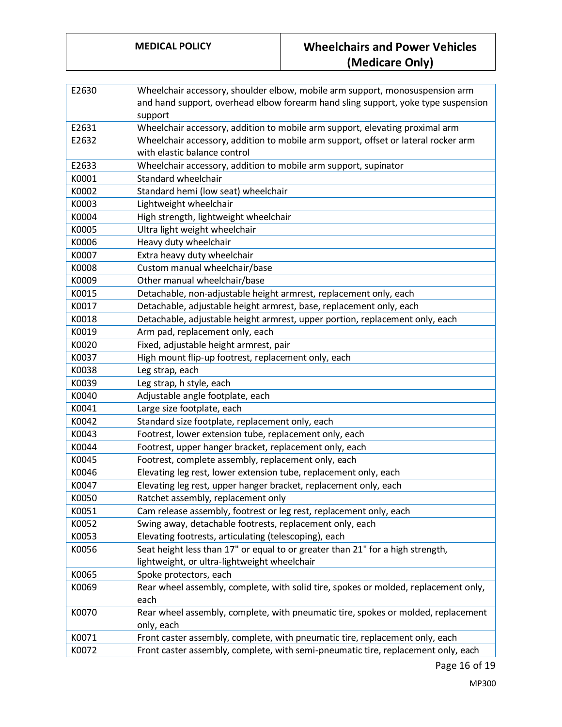| | |
|---|---|
| E2630 | Wheelchair accessory, shoulder elbow, mobile arm support, monosuspension arm and hand support, overhead elbow forearm hand sling support, yoke type suspension support |
| E2631 | Wheelchair accessory, addition to mobile arm support, elevating proximal arm |
| E2632 | Wheelchair accessory, addition to mobile arm support, offset or lateral rocker arm with elastic balance control |
| E2633 | Wheelchair accessory, addition to mobile arm support, supinator |
| K0001 | Standard wheelchair |
| K0002 | Standard hemi (low seat) wheelchair |
| K0003 | Lightweight wheelchair |
| K0004 | High strength, lightweight wheelchair |
| K0005 | Ultra light weight wheelchair |
| K0006 | Heavy duty wheelchair |
| K0007 | Extra heavy duty wheelchair |
| K0008 | Custom manual wheelchair/base |
| K0009 | Other manual wheelchair/base |
| K0015 | Detachable, non-adjustable height armrest, replacement only, each |
| K0017 | Detachable, adjustable height armrest, base, replacement only, each |
| K0018 | Detachable, adjustable height armrest, upper portion, replacement only, each |
| K0019 | Arm pad, replacement only, each |
| K0020 | Fixed, adjustable height armrest, pair |
| K0037 | High mount flip-up footrest, replacement only, each |
| K0038 | Leg strap, each |
| K0039 | Leg strap, h style, each |
| K0040 | Adjustable angle footplate, each |
| K0041 | Large size footplate, each |
| K0042 | Standard size footplate, replacement only, each |
| K0043 | Footrest, lower extension tube, replacement only, each |
| K0044 | Footrest, upper hanger bracket, replacement only, each |
| K0045 | Footrest, complete assembly, replacement only, each |
| K0046 | Elevating leg rest, lower extension tube, replacement only, each |
| K0047 | Elevating leg rest, upper hanger bracket, replacement only, each |
| K0050 | Ratchet assembly, replacement only |
| K0051 | Cam release assembly, footrest or leg rest, replacement only, each |
| K0052 | Swing away, detachable footrests, replacement only, each |
| K0053 | Elevating footrests, articulating (telescoping), each |
| K0056 | Seat height less than 17" or equal to or greater than 21" for a high strength, lightweight, or ultra-lightweight wheelchair |
| K0065 | Spoke protectors, each |
| K0069 | Rear wheel assembly, complete, with solid tire, spokes or molded, replacement only, each |
| K0070 | Rear wheel assembly, complete, with pneumatic tire, spokes or molded, replacement only, each |
| K0071 | Front caster assembly, complete, with pneumatic tire, replacement only, each |
| K0072 | Front caster assembly, complete, with semi-pneumatic tire, replacement only, each |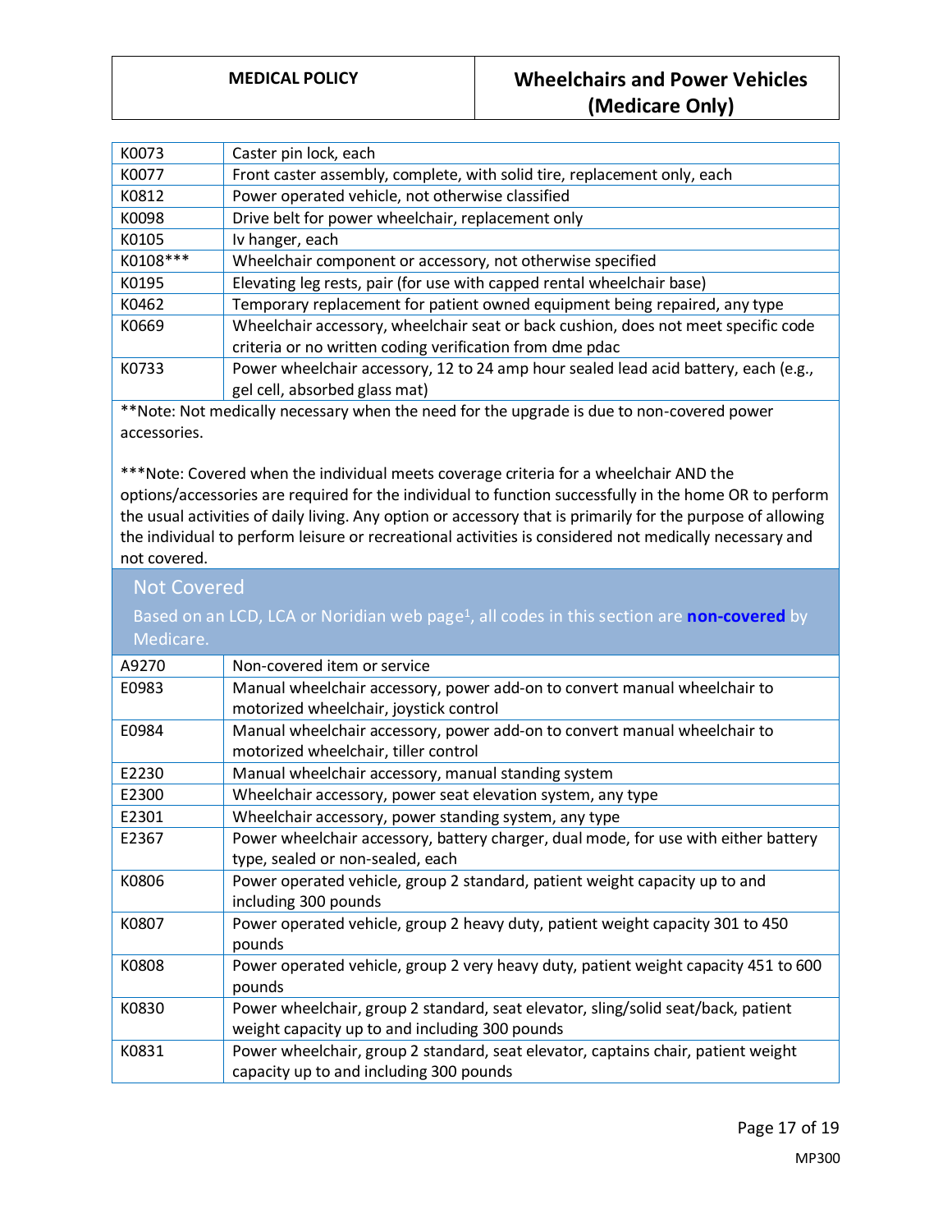| | |
|---|---|
| K0073 | Caster pin lock, each |
| K0077 | Front caster assembly, complete, with solid tire, replacement only, each |
| K0812 | Power operated vehicle, not otherwise classified |
| K0098 | Drive belt for power wheelchair, replacement only |
| K0105 | Iv hanger, each |
| K0108*** | Wheelchair component or accessory, not otherwise specified |
| K0195 | Elevating leg rests, pair (for use with capped rental wheelchair base) |
| K0462 | Temporary replacement for patient owned equipment being repaired, any type |
| K0669 | Wheelchair accessory, wheelchair seat or back cushion, does not meet specific code criteria or no written coding verification from dme pdac |
| K0733 | Power wheelchair accessory, 12 to 24 amp hour sealed lead acid battery, each (e.g., gel cell, absorbed glass mat) |

**Note: Not medically necessary when the need for the upgrade is due to non-covered power accessories.

***Note: Covered when the individual meets coverage criteria for a wheelchair AND the options/accessories are required for the individual to function successfully in the home OR to perform the usual activities of daily living. Any option or accessory that is primarily for the purpose of allowing the individual to perform leisure or recreational activities is considered not medically necessary and not covered.

## Not Covered

Based on an LCD, LCA or Noridian web page[1], all codes in this section are **non-covered** by Medicare.

| | |
|---|---|
| A9270 | Non-covered item or service |
| E0983 | Manual wheelchair accessory, power add-on to convert manual wheelchair to motorized wheelchair, joystick control |
| E0984 | Manual wheelchair accessory, power add-on to convert manual wheelchair to motorized wheelchair, tiller control |
| E2230 | Manual wheelchair accessory, manual standing system |
| E2300 | Wheelchair accessory, power seat elevation system, any type |
| E2301 | Wheelchair accessory, power standing system, any type |
| E2367 | Power wheelchair accessory, battery charger, dual mode, for use with either battery type, sealed or non-sealed, each |
| K0806 | Power operated vehicle, group 2 standard, patient weight capacity up to and including 300 pounds |
| K0807 | Power operated vehicle, group 2 heavy duty, patient weight capacity 301 to 450 pounds |
| K0808 | Power operated vehicle, group 2 very heavy duty, patient weight capacity 451 to 600 pounds |
| K0830 | Power wheelchair, group 2 standard, seat elevator, sling/solid seat/back, patient weight capacity up to and including 300 pounds |
| K0831 | Power wheelchair, group 2 standard, seat elevator, captains chair, patient weight capacity up to and including 300 pounds |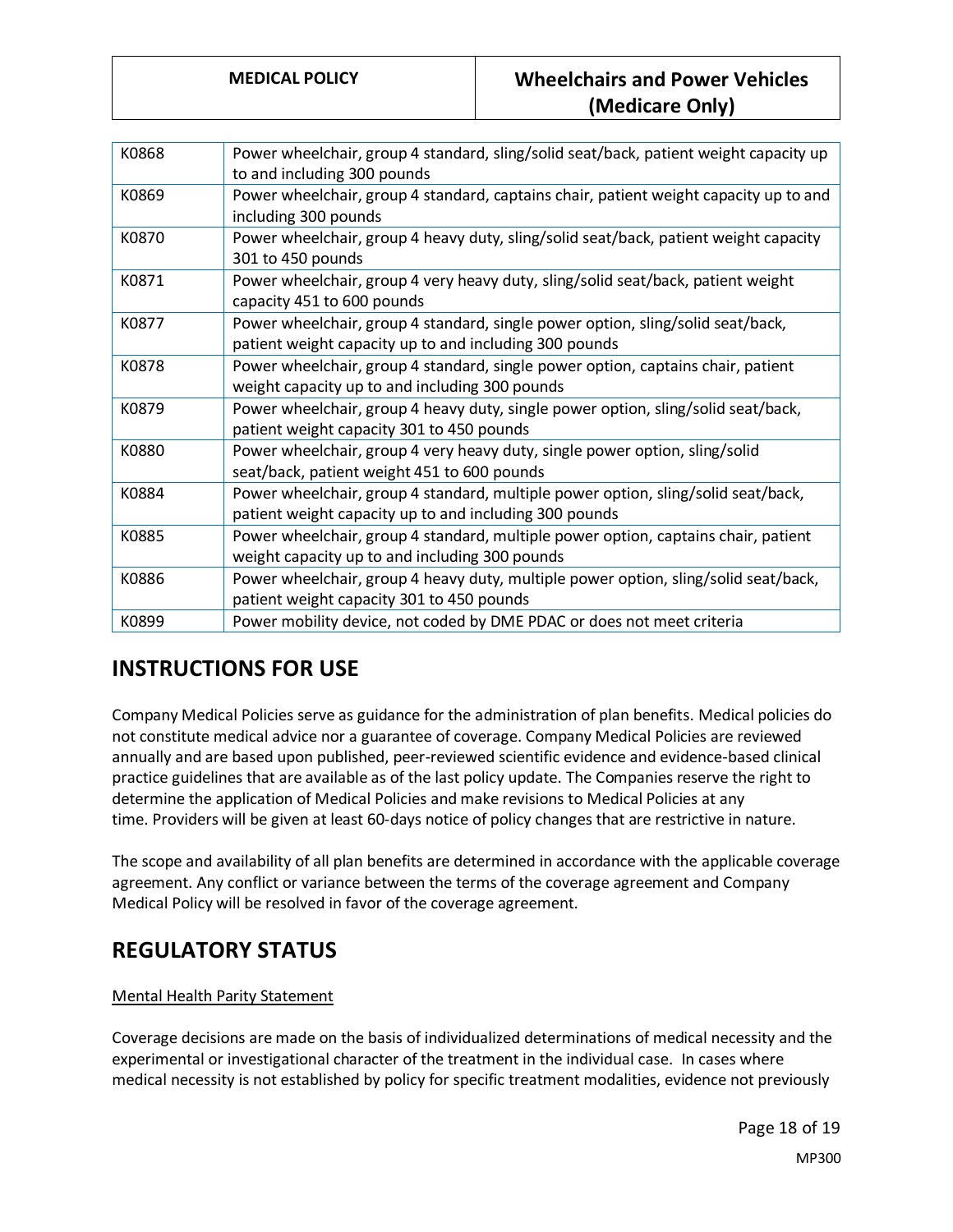| | |
|---|---|
| K0868 | Power wheelchair, group 4 standard, sling/solid seat/back, patient weight capacity up to and including 300 pounds |
| K0869 | Power wheelchair, group 4 standard, captains chair, patient weight capacity up to and including 300 pounds |
| K0870 | Power wheelchair, group 4 heavy duty, sling/solid seat/back, patient weight capacity 301 to 450 pounds |
| K0871 | Power wheelchair, group 4 very heavy duty, sling/solid seat/back, patient weight capacity 451 to 600 pounds |
| K0877 | Power wheelchair, group 4 standard, single power option, sling/solid seat/back, patient weight capacity up to and including 300 pounds |
| K0878 | Power wheelchair, group 4 standard, single power option, captains chair, patient weight capacity up to and including 300 pounds |
| K0879 | Power wheelchair, group 4 heavy duty, single power option, sling/solid seat/back, patient weight capacity 301 to 450 pounds |
| K0880 | Power wheelchair, group 4 very heavy duty, single power option, sling/solid seat/back, patient weight 451 to 600 pounds |
| K0884 | Power wheelchair, group 4 standard, multiple power option, sling/solid seat/back, patient weight capacity up to and including 300 pounds |
| K0885 | Power wheelchair, group 4 standard, multiple power option, captains chair, patient weight capacity up to and including 300 pounds |
| K0886 | Power wheelchair, group 4 heavy duty, multiple power option, sling/solid seat/back, patient weight capacity 301 to 450 pounds |
| K0899 | Power mobility device, not coded by DME PDAC or does not meet criteria |

## INSTRUCTIONS FOR USE

Company Medical Policies serve as guidance for the administration of plan benefits. Medical policies do not constitute medical advice nor a guarantee of coverage. Company Medical Policies are reviewed annually and are based upon published, peer-reviewed scientific evidence and evidence-based clinical practice guidelines that are available as of the last policy update. The Companies reserve the right to determine the application of Medical Policies and make revisions to Medical Policies at any time. Providers will be given at least 60-days notice of policy changes that are restrictive in nature.

The scope and availability of all plan benefits are determined in accordance with the applicable coverage agreement. Any conflict or variance between the terms of the coverage agreement and Company Medical Policy will be resolved in favor of the coverage agreement.

## REGULATORY STATUS

Mental Health Parity Statement

Coverage decisions are made on the basis of individualized determinations of medical necessity and the experimental or investigational character of the treatment in the individual case. In cases where medical necessity is not established by policy for specific treatment modalities, evidence not previously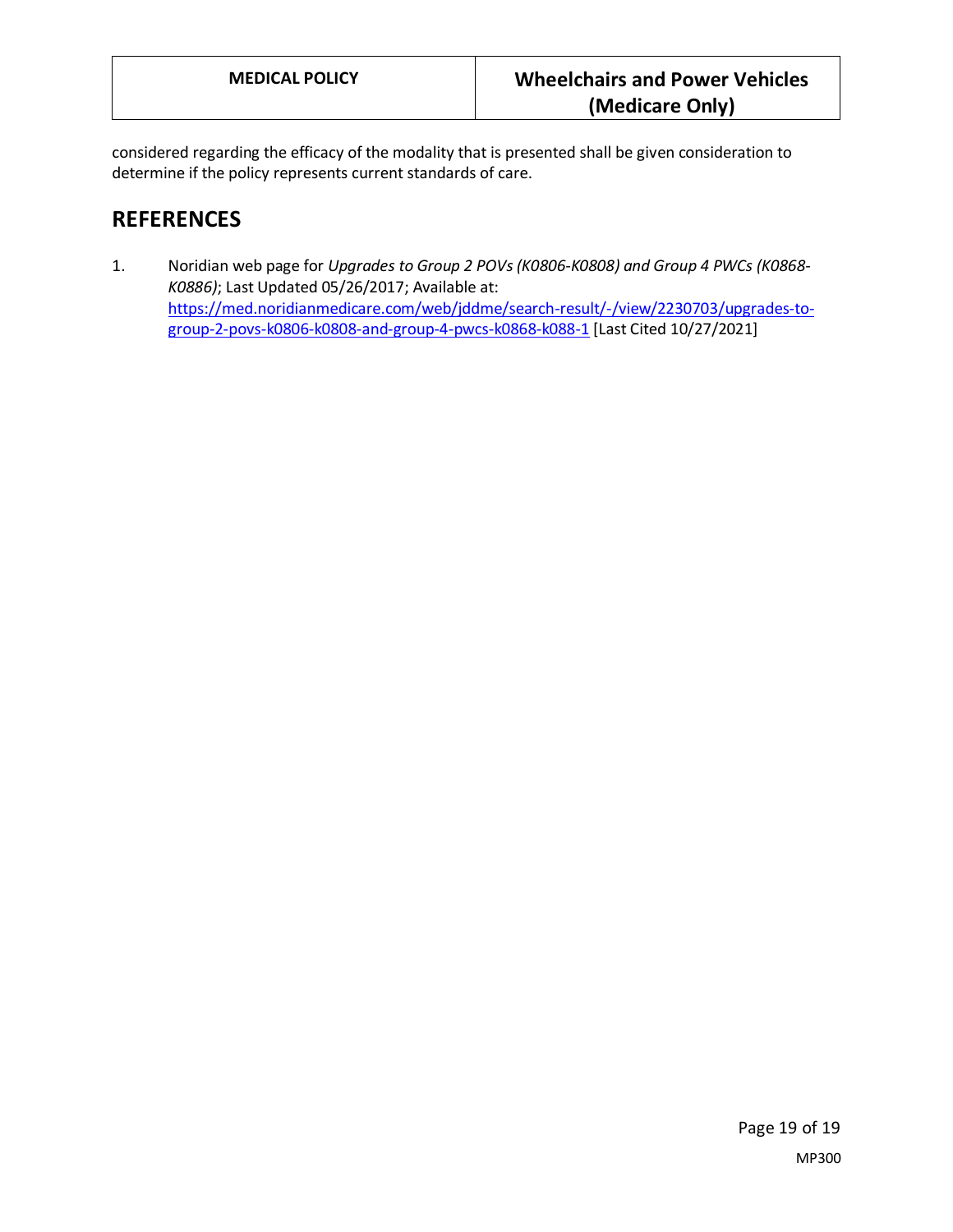considered regarding the efficacy of the modality that is presented shall be given consideration to determine if the policy represents current standards of care.

## REFERENCES

1. Noridian web page for *Upgrades to Group 2 POVs (K0806-K0808) and Group 4 PWCs (K0868-K0886)*; Last Updated 05/26/2017; Available at: https://med.noridianmedicare.com/web/jddme/search-result/-/view/2230703/upgrades-to-group-2-povs-k0806-k0808-and-group-4-pwcs-k0868-k088-1 [Last Cited 10/27/2021]